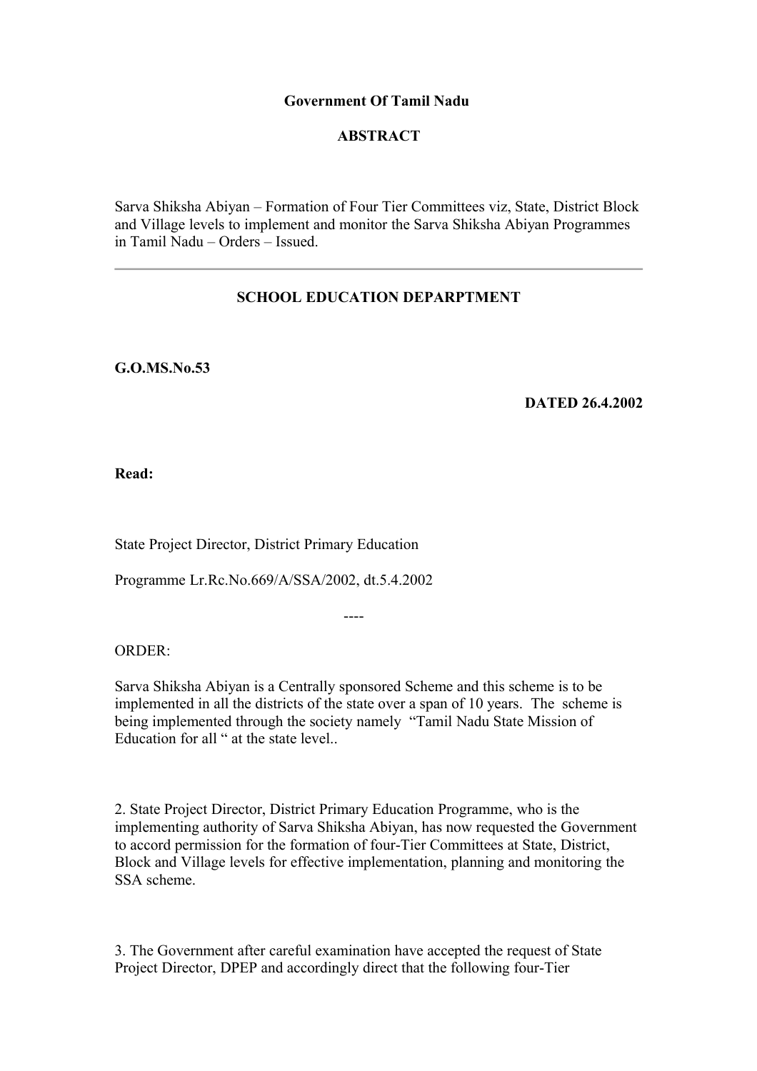**Government Of Tamil Nadu**

**ABSTRACT**

Sarva Shiksha Abiyan – Formation of Four Tier Committees viz, State, District Block and Village levels to implement and monitor the Sarva Shiksha Abiyan Programmes in Tamil Nadu – Orders – Issued.

---

**SCHOOL EDUCATION DEPARPTMENT**

**G.O.MS.No.53**

**DATED 26.4.2002**

**Read:**

State Project Director, District Primary Education

Programme Lr.Rc.No.669/A/SSA/2002, dt.5.4.2002

----

ORDER:

Sarva Shiksha Abiyan is a Centrally sponsored Scheme and this scheme is to be implemented in all the districts of the state over a span of 10 years. The scheme is being implemented through the society namely "Tamil Nadu State Mission of Education for all " at the state level..

2. State Project Director, District Primary Education Programme, who is the implementing authority of Sarva Shiksha Abiyan, has now requested the Government to accord permission for the formation of four-Tier Committees at State, District, Block and Village levels for effective implementation, planning and monitoring the SSA scheme.

3. The Government after careful examination have accepted the request of State Project Director, DPEP and accordingly direct that the following four-Tier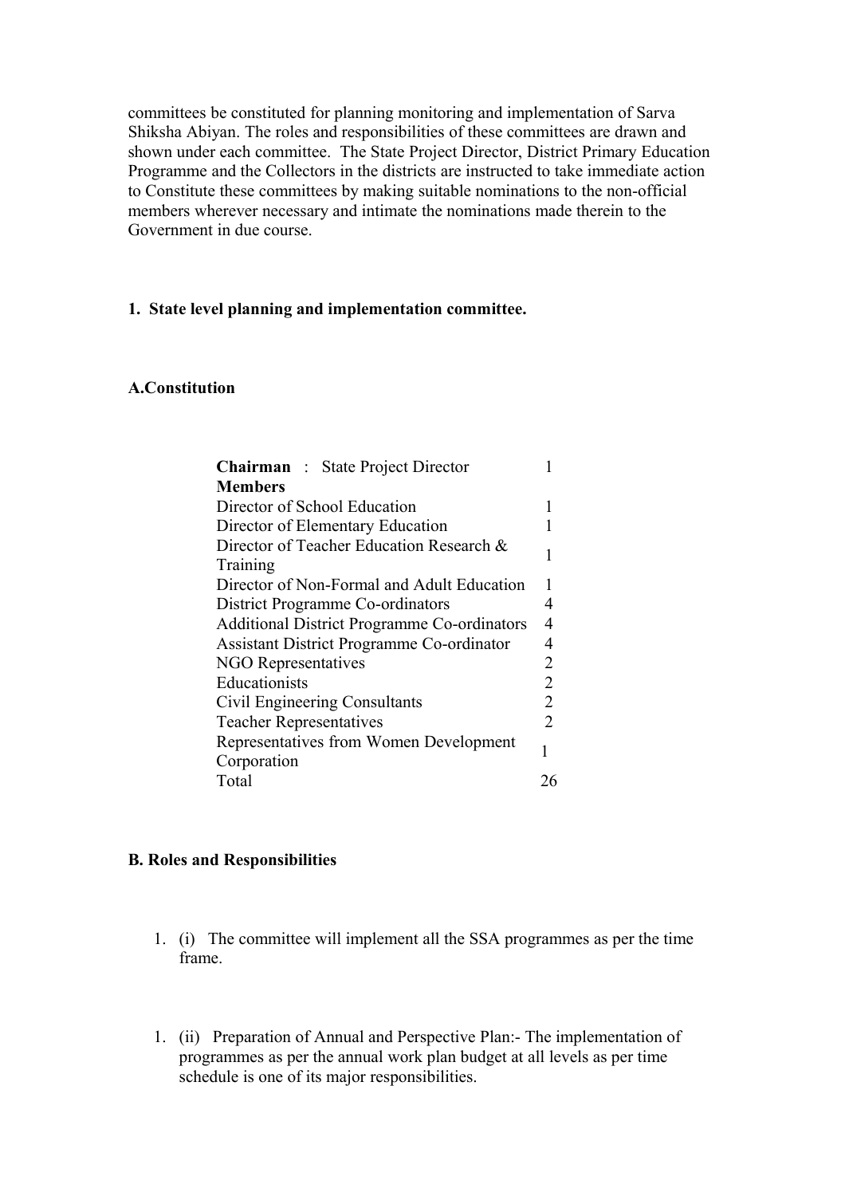committees be constituted for planning monitoring and implementation of Sarva Shiksha Abiyan. The roles and responsibilities of these committees are drawn and shown under each committee. The State Project Director, District Primary Education Programme and the Collectors in the districts are instructed to take immediate action to Constitute these committees by making suitable nominations to the non-official members wherever necessary and intimate the nominations made therein to the Government in due course.

**1. State level planning and implementation committee.**

**A.Constitution**

| **Chairman** : State Project Director | 1 |
|---|---|
| **Members** | |
| Director of School Education | 1 |
| Director of Elementary Education | 1 |
| Director of Teacher Education Research & Training | 1 |
| Director of Non-Formal and Adult Education | 1 |
| District Programme Co-ordinators | 4 |
| Additional District Programme Co-ordinators | 4 |
| Assistant District Programme Co-ordinator | 4 |
| NGO Representatives | 2 |
| Educationists | 2 |
| Civil Engineering Consultants | 2 |
| Teacher Representatives | 2 |
| Representatives from Women Development Corporation | 1 |
| Total | 26 |

**B. Roles and Responsibilities**

1. (i) The committee will implement all the SSA programmes as per the time frame.

1. (ii) Preparation of Annual and Perspective Plan:- The implementation of programmes as per the annual work plan budget at all levels as per time schedule is one of its major responsibilities.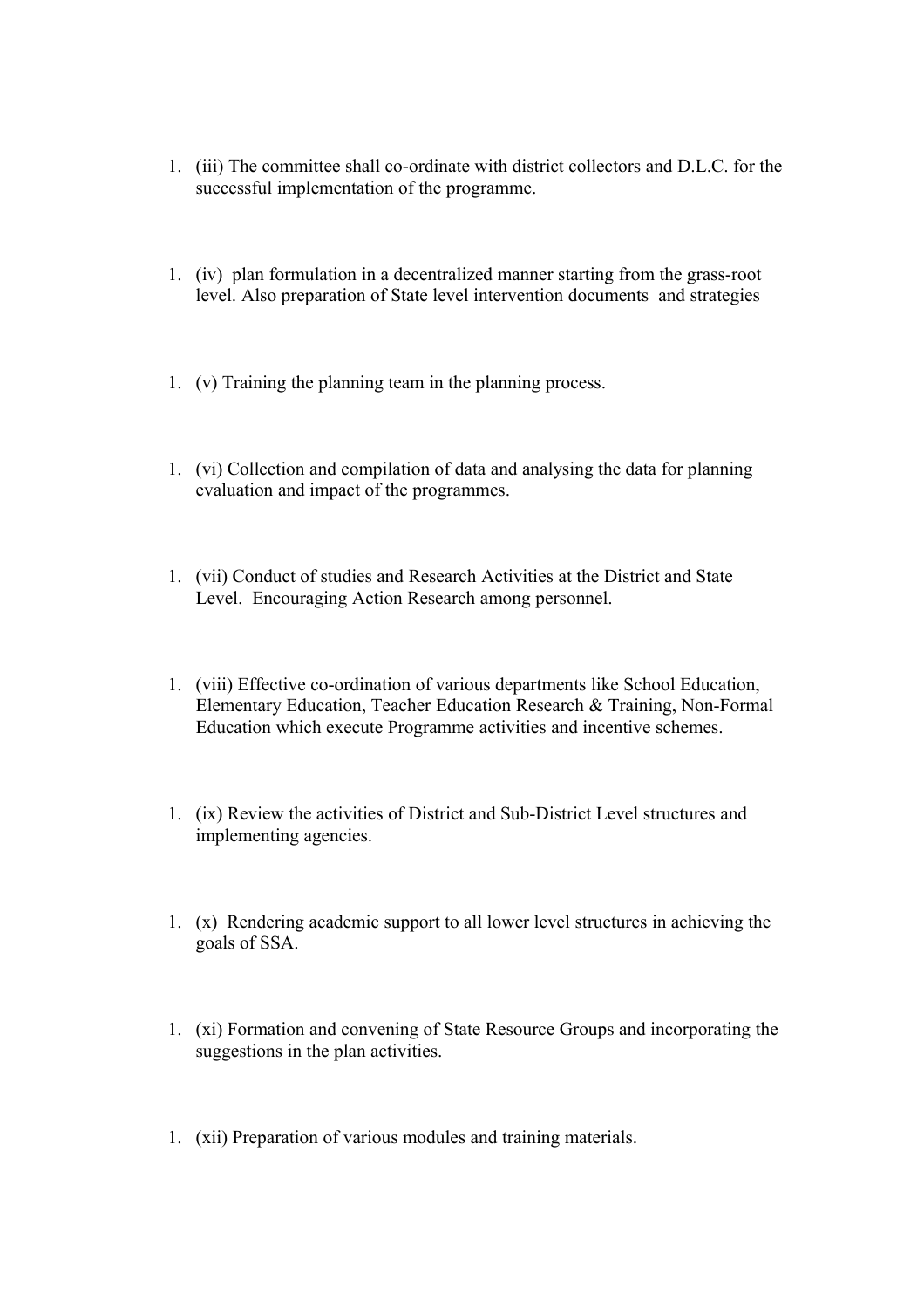1. (iii) The committee shall co-ordinate with district collectors and D.L.C. for the successful implementation of the programme.

1. (iv) plan formulation in a decentralized manner starting from the grass-root level. Also preparation of State level intervention documents and strategies

1. (v) Training the planning team in the planning process.

1. (vi) Collection and compilation of data and analysing the data for planning evaluation and impact of the programmes.

1. (vii) Conduct of studies and Research Activities at the District and State Level. Encouraging Action Research among personnel.

1. (viii) Effective co-ordination of various departments like School Education, Elementary Education, Teacher Education Research & Training, Non-Formal Education which execute Programme activities and incentive schemes.

1. (ix) Review the activities of District and Sub-District Level structures and implementing agencies.

1. (x) Rendering academic support to all lower level structures in achieving the goals of SSA.

1. (xi) Formation and convening of State Resource Groups and incorporating the suggestions in the plan activities.

1. (xii) Preparation of various modules and training materials.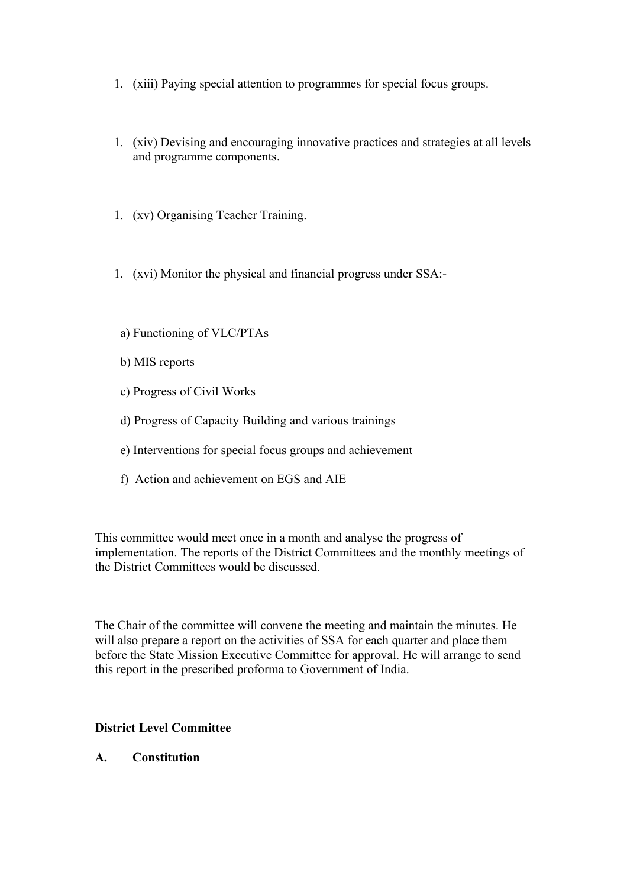1. (xiii) Paying special attention to programmes for special focus groups.

1. (xiv) Devising and encouraging innovative practices and strategies at all levels and programme components.

1. (xv) Organising Teacher Training.

1. (xvi) Monitor the physical and financial progress under SSA:-

   a) Functioning of VLC/PTAs

   b) MIS reports

   c) Progress of Civil Works

   d) Progress of Capacity Building and various trainings

   e) Interventions for special focus groups and achievement

   f) Action and achievement on EGS and AIE

This committee would meet once in a month and analyse the progress of implementation. The reports of the District Committees and the monthly meetings of the District Committees would be discussed.

The Chair of the committee will convene the meeting and maintain the minutes. He will also prepare a report on the activities of SSA for each quarter and place them before the State Mission Executive Committee for approval. He will arrange to send this report in the prescribed proforma to Government of India.

**District Level Committee**

**A. Constitution**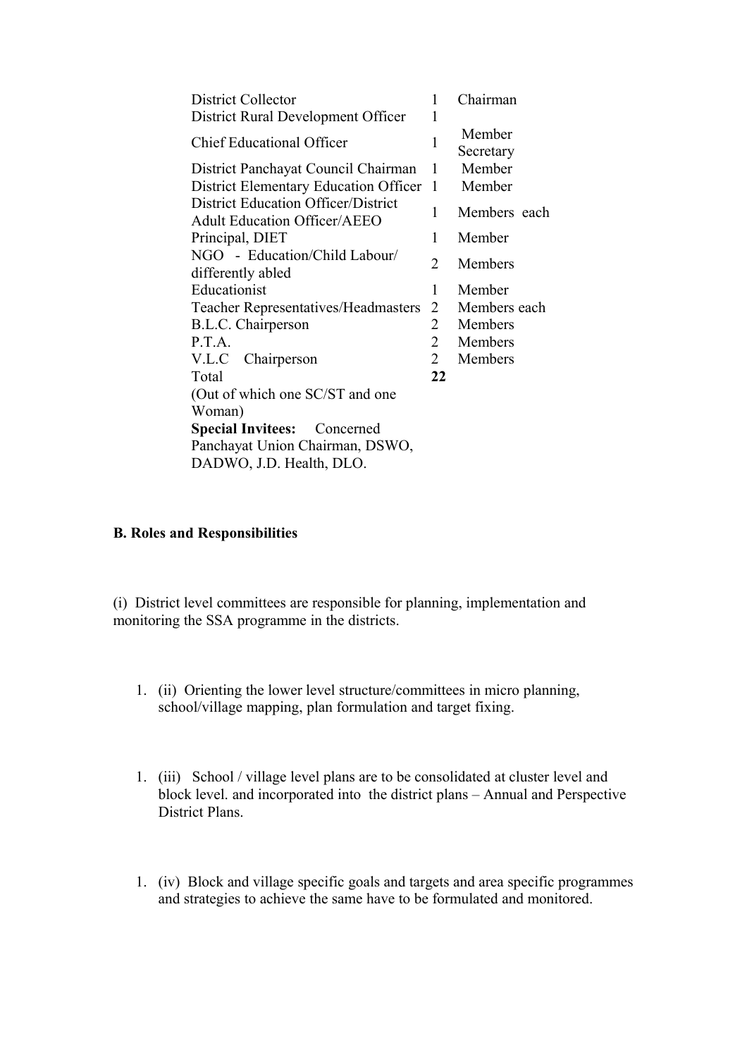| | | |
|---|---|---|
| District Collector | 1 | Chairman |
| District Rural Development Officer | 1 | |
| Chief Educational Officer | 1 | Member Secretary |
| District Panchayat Council Chairman | 1 | Member |
| District Elementary Education Officer | 1 | Member |
| District Education Officer/District Adult Education Officer/AEEO | 1 | Members each |
| Principal, DIET | 1 | Member |
| NGO - Education/Child Labour/ differently abled | 2 | Members |
| Educationist | 1 | Member |
| Teacher Representatives/Headmasters | 2 | Members each |
| B.L.C. Chairperson | 2 | Members |
| P.T.A. | 2 | Members |
| V.L.C Chairperson | 2 | Members |
| Total | **22** | |
| (Out of which one SC/ST and one Woman) | | |
| **Special Invitees:** Concerned Panchayat Union Chairman, DSWO, DADWO, J.D. Health, DLO. | | |

**B. Roles and Responsibilities**

(i) District level committees are responsible for planning, implementation and monitoring the SSA programme in the districts.

1. (ii) Orienting the lower level structure/committees in micro planning, school/village mapping, plan formulation and target fixing.

1. (iii) School / village level plans are to be consolidated at cluster level and block level. and incorporated into the district plans – Annual and Perspective District Plans.

1. (iv) Block and village specific goals and targets and area specific programmes and strategies to achieve the same have to be formulated and monitored.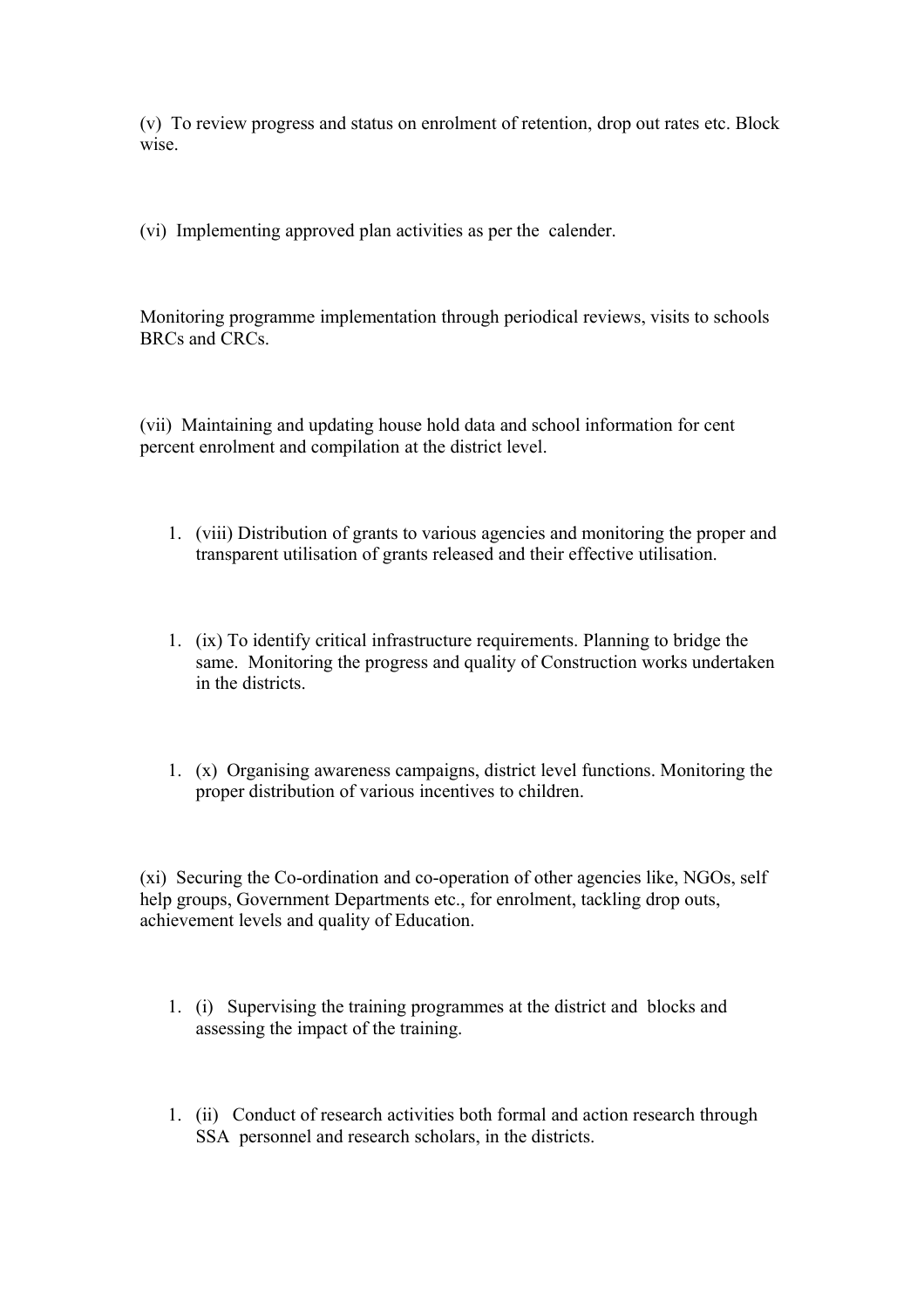(v) To review progress and status on enrolment of retention, drop out rates etc. Block wise.

(vi) Implementing approved plan activities as per the calender.

Monitoring programme implementation through periodical reviews, visits to schools BRCs and CRCs.

(vii) Maintaining and updating house hold data and school information for cent percent enrolment and compilation at the district level.

1. (viii) Distribution of grants to various agencies and monitoring the proper and transparent utilisation of grants released and their effective utilisation.

1. (ix) To identify critical infrastructure requirements. Planning to bridge the same. Monitoring the progress and quality of Construction works undertaken in the districts.

1. (x) Organising awareness campaigns, district level functions. Monitoring the proper distribution of various incentives to children.

(xi) Securing the Co-ordination and co-operation of other agencies like, NGOs, self help groups, Government Departments etc., for enrolment, tackling drop outs, achievement levels and quality of Education.

1. (i) Supervising the training programmes at the district and blocks and assessing the impact of the training.

1. (ii) Conduct of research activities both formal and action research through SSA personnel and research scholars, in the districts.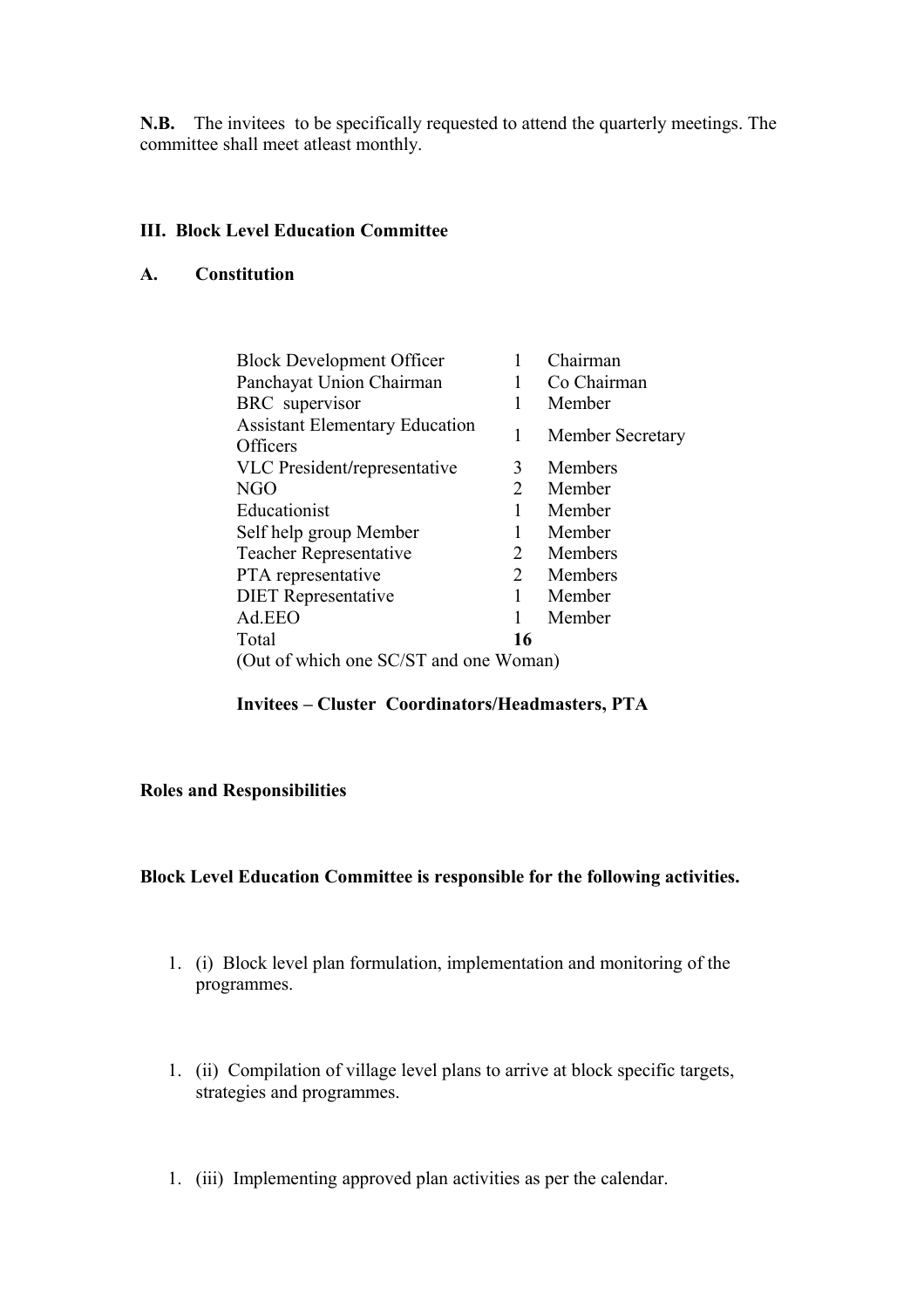**N.B.** The invitees to be specifically requested to attend the quarterly meetings. The committee shall meet atleast monthly.

### III. Block Level Education Committee

### A. Constitution

| | | |
|---|---|---|
| Block Development Officer | 1 | Chairman |
| Panchayat Union Chairman | 1 | Co Chairman |
| BRC supervisor | 1 | Member |
| Assistant Elementary Education Officers | 1 | Member Secretary |
| VLC President/representative | 3 | Members |
| NGO | 2 | Member |
| Educationist | 1 | Member |
| Self help group Member | 1 | Member |
| Teacher Representative | 2 | Members |
| PTA representative | 2 | Members |
| DIET Representative | 1 | Member |
| Ad.EEO | 1 | Member |
| Total | **16** | |

(Out of which one SC/ST and one Woman)

**Invitees – Cluster Coordinators/Headmasters, PTA**

**Roles and Responsibilities**

**Block Level Education Committee is responsible for the following activities.**

1. (i) Block level plan formulation, implementation and monitoring of the programmes.

1. (ii) Compilation of village level plans to arrive at block specific targets, strategies and programmes.

1. (iii) Implementing approved plan activities as per the calendar.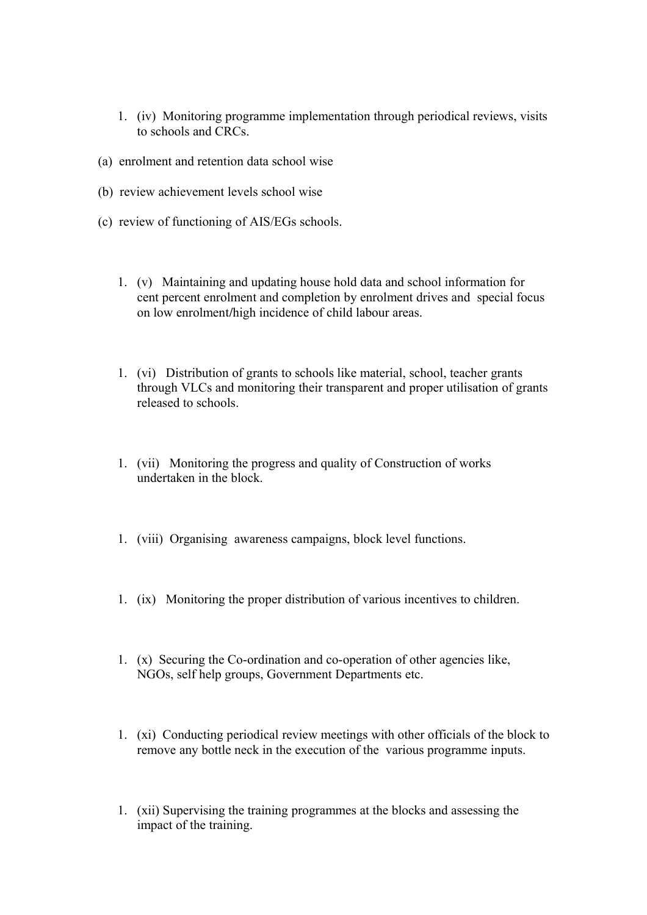1. (iv) Monitoring programme implementation through periodical reviews, visits to schools and CRCs.

(a) enrolment and retention data school wise

(b) review achievement levels school wise

(c) review of functioning of AIS/EGs schools.

1. (v) Maintaining and updating house hold data and school information for cent percent enrolment and completion by enrolment drives and special focus on low enrolment/high incidence of child labour areas.

1. (vi) Distribution of grants to schools like material, school, teacher grants through VLCs and monitoring their transparent and proper utilisation of grants released to schools.

1. (vii) Monitoring the progress and quality of Construction of works undertaken in the block.

1. (viii) Organising awareness campaigns, block level functions.

1. (ix) Monitoring the proper distribution of various incentives to children.

1. (x) Securing the Co-ordination and co-operation of other agencies like, NGOs, self help groups, Government Departments etc.

1. (xi) Conducting periodical review meetings with other officials of the block to remove any bottle neck in the execution of the various programme inputs.

1. (xii) Supervising the training programmes at the blocks and assessing the impact of the training.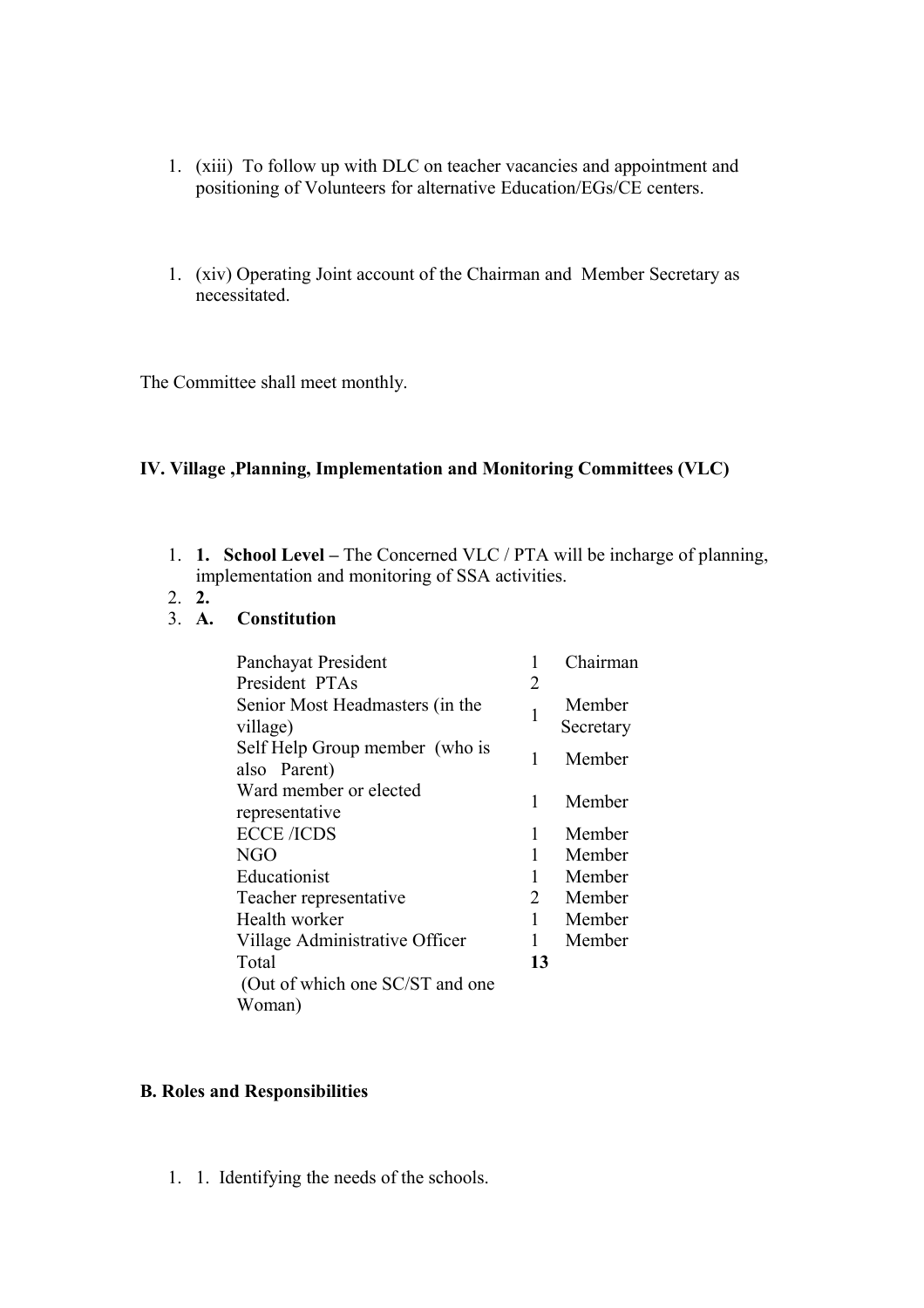1. (xiii) To follow up with DLC on teacher vacancies and appointment and positioning of Volunteers for alternative Education/EGs/CE centers.

1. (xiv) Operating Joint account of the Chairman and Member Secretary as necessitated.

The Committee shall meet monthly.

**IV. Village ,Planning, Implementation and Monitoring Committees (VLC)**

1. **1. School Level –** The Concerned VLC / PTA will be incharge of planning, implementation and monitoring of SSA activities.
2. **2.**
3. **A. Constitution**

| | | |
|---|---|---|
| Panchayat President | 1 | Chairman |
| President PTAs | 2 | |
| Senior Most Headmasters (in the village) | 1 | Member Secretary |
| Self Help Group member (who is also Parent) | 1 | Member |
| Ward member or elected representative | 1 | Member |
| ECCE /ICDS | 1 | Member |
| NGO | 1 | Member |
| Educationist | 1 | Member |
| Teacher representative | 2 | Member |
| Health worker | 1 | Member |
| Village Administrative Officer | 1 | Member |
| Total | **13** | |
| (Out of which one SC/ST and one Woman) | | |

**B. Roles and Responsibilities**

1. 1. Identifying the needs of the schools.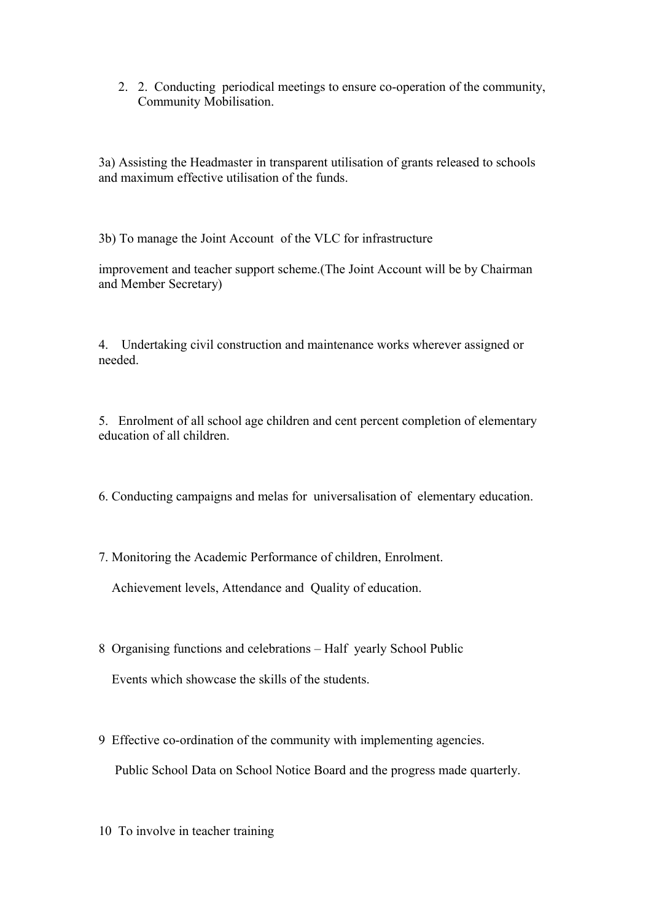2. 2. Conducting periodical meetings to ensure co-operation of the community, Community Mobilisation.

3a) Assisting the Headmaster in transparent utilisation of grants released to schools and maximum effective utilisation of the funds.

3b) To manage the Joint Account of the VLC for infrastructure

improvement and teacher support scheme.(The Joint Account will be by Chairman and Member Secretary)

4. Undertaking civil construction and maintenance works wherever assigned or needed.

5. Enrolment of all school age children and cent percent completion of elementary education of all children.

6. Conducting campaigns and melas for universalisation of elementary education.

7. Monitoring the Academic Performance of children, Enrolment.

Achievement levels, Attendance and Quality of education.

8 Organising functions and celebrations – Half yearly School Public

Events which showcase the skills of the students.

9 Effective co-ordination of the community with implementing agencies.

Public School Data on School Notice Board and the progress made quarterly.

10 To involve in teacher training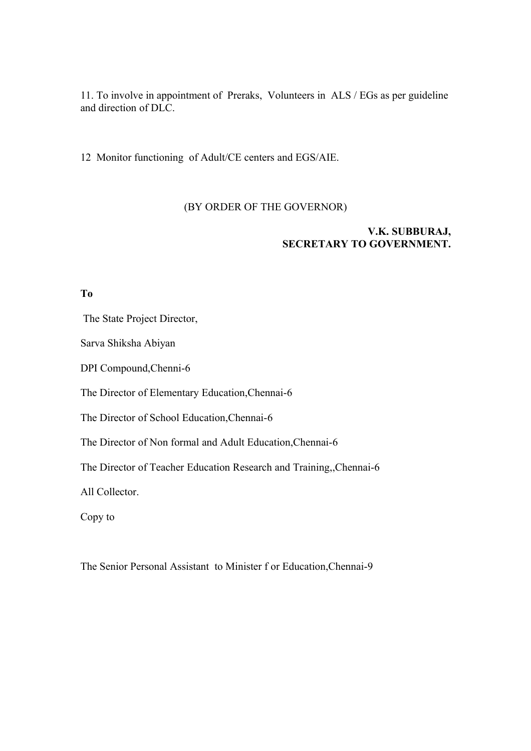11. To involve in appointment of Preraks, Volunteers in ALS / EGs as per guideline and direction of DLC.

12 Monitor functioning of Adult/CE centers and EGS/AIE.

(BY ORDER OF THE GOVERNOR)

**V.K. SUBBURAJ,**
**SECRETARY TO GOVERNMENT.**

**To**

The State Project Director,

Sarva Shiksha Abiyan

DPI Compound,Chenni-6

The Director of Elementary Education,Chennai-6

The Director of School Education,Chennai-6

The Director of Non formal and Adult Education,Chennai-6

The Director of Teacher Education Research and Training,,Chennai-6

All Collector.

Copy to

The Senior Personal Assistant to Minister f or Education,Chennai-9